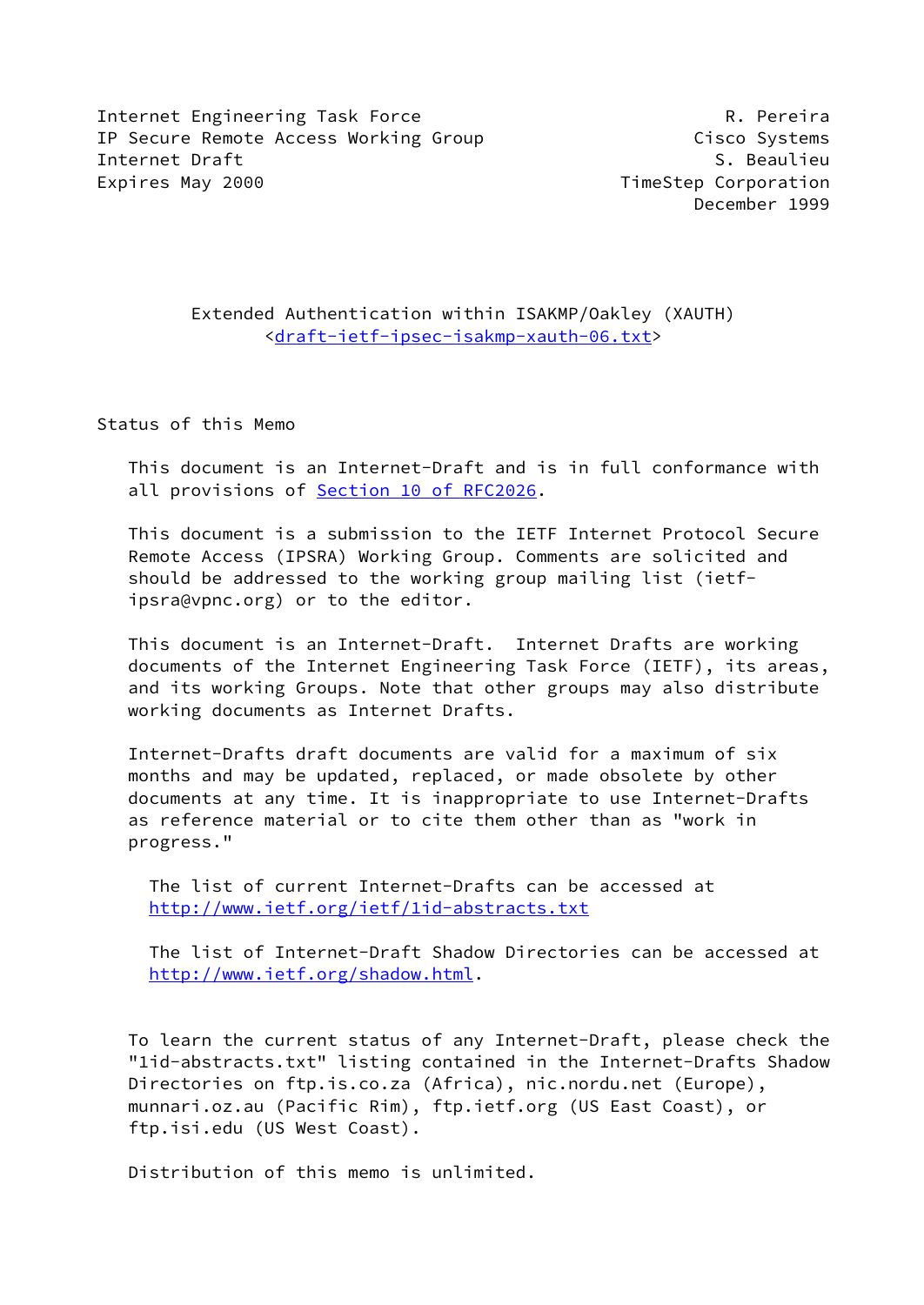Internet Engineering Task Force R. Pereira
IP Secure Remote Access Working Group Cisco Systems
Internet Draft S. Beaulieu
Expires May 2000 TimeStep Corporation
December 1999

# Extended Authentication within ISAKMP/Oakley (XAUTH)

<draft-ietf-ipsec-isakmp-xauth-06.txt>

## Status of this Memo

This document is an Internet-Draft and is in full conformance with all provisions of Section 10 of RFC2026.

This document is a submission to the IETF Internet Protocol Secure Remote Access (IPSRA) Working Group. Comments are solicited and should be addressed to the working group mailing list (ietf-ipsra@vpnc.org) or to the editor.

This document is an Internet-Draft. Internet Drafts are working documents of the Internet Engineering Task Force (IETF), its areas, and its working Groups. Note that other groups may also distribute working documents as Internet Drafts.

Internet-Drafts draft documents are valid for a maximum of six months and may be updated, replaced, or made obsolete by other documents at any time. It is inappropriate to use Internet-Drafts as reference material or to cite them other than as "work in progress."

The list of current Internet-Drafts can be accessed at http://www.ietf.org/ietf/1id-abstracts.txt

The list of Internet-Draft Shadow Directories can be accessed at http://www.ietf.org/shadow.html.

To learn the current status of any Internet-Draft, please check the "1id-abstracts.txt" listing contained in the Internet-Drafts Shadow Directories on ftp.is.co.za (Africa), nic.nordu.net (Europe), munnari.oz.au (Pacific Rim), ftp.ietf.org (US East Coast), or ftp.isi.edu (US West Coast).

Distribution of this memo is unlimited.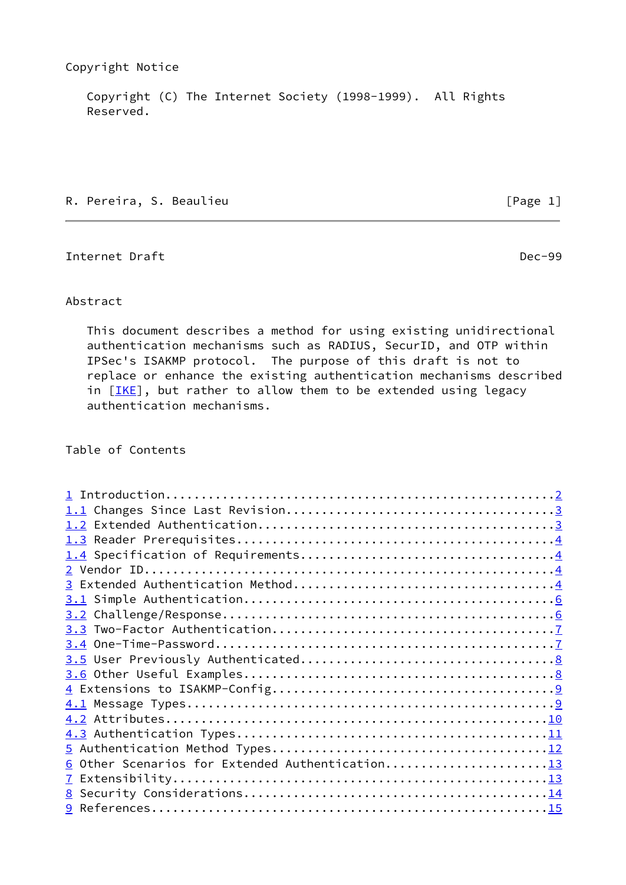Copyright Notice

Copyright (C) The Internet Society (1998-1999).  All Rights Reserved.

## Abstract

This document describes a method for using existing unidirectional authentication mechanisms such as RADIUS, SecurID, and OTP within IPSec's ISAKMP protocol.  The purpose of this draft is not to replace or enhance the existing authentication mechanisms described in [IKE], but rather to allow them to be extended using legacy authentication mechanisms.

## Table of Contents

```
1 Introduction.....................................................2
1.1 Changes Since Last Revision....................................3
1.2 Extended Authentication........................................3
1.3 Reader Prerequisites...........................................4
1.4 Specification of Requirements..................................4
2 Vendor ID........................................................4
3 Extended Authentication Method...................................4
3.1 Simple Authentication..........................................6
3.2 Challenge/Response.............................................6
3.3 Two-Factor Authentication......................................7
3.4 One-Time-Password..............................................7
3.5 User Previously Authenticated..................................8
3.6 Other Useful Examples..........................................8
4 Extensions to ISAKMP-Config......................................9
4.1 Message Types..................................................9
4.2 Attributes....................................................10
4.3 Authentication Types..........................................11
5 Authentication Method Types.....................................12
6 Other Scenarios for Extended Authentication.....................13
7 Extensibility...................................................13
8 Security Considerations.........................................14
9 References......................................................15
```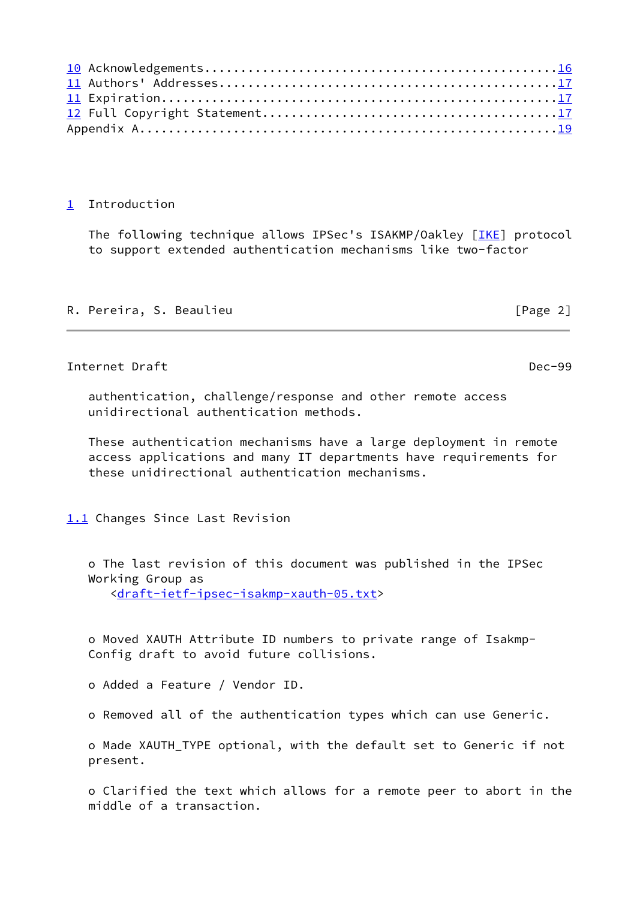10 Acknowledgements..................................................16
11 Authors' Addresses................................................17
11 Expiration........................................................17
12 Full Copyright Statement..........................................17
Appendix A...........................................................19

## 1 Introduction

The following technique allows IPSec's ISAKMP/Oakley [IKE] protocol to support extended authentication mechanisms like two-factor authentication, challenge/response and other remote access unidirectional authentication methods.

These authentication mechanisms have a large deployment in remote access applications and many IT departments have requirements for these unidirectional authentication mechanisms.

### 1.1 Changes Since Last Revision

o The last revision of this document was published in the IPSec Working Group as
<draft-ietf-ipsec-isakmp-xauth-05.txt>

o Moved XAUTH Attribute ID numbers to private range of Isakmp-Config draft to avoid future collisions.

o Added a Feature / Vendor ID.

o Removed all of the authentication types which can use Generic.

o Made XAUTH_TYPE optional, with the default set to Generic if not present.

o Clarified the text which allows for a remote peer to abort in the middle of a transaction.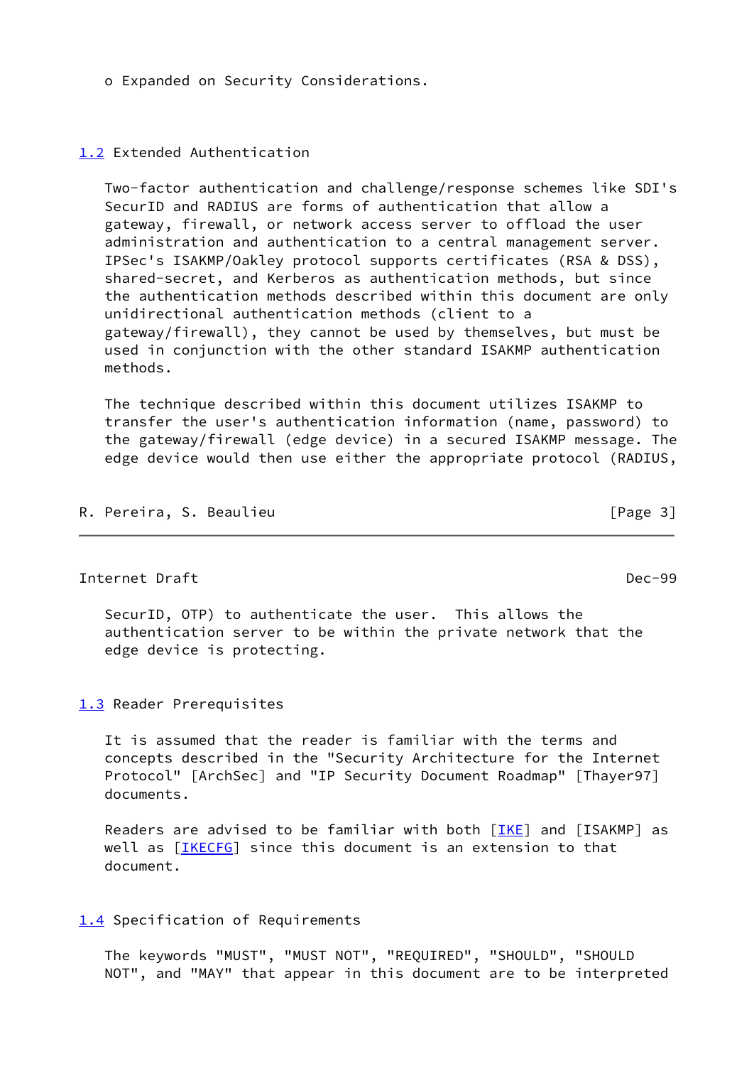o Expanded on Security Considerations.

## 1.2 Extended Authentication

Two-factor authentication and challenge/response schemes like SDI's SecurID and RADIUS are forms of authentication that allow a gateway, firewall, or network access server to offload the user administration and authentication to a central management server. IPSec's ISAKMP/Oakley protocol supports certificates (RSA & DSS), shared-secret, and Kerberos as authentication methods, but since the authentication methods described within this document are only unidirectional authentication methods (client to a gateway/firewall), they cannot be used by themselves, but must be used in conjunction with the other standard ISAKMP authentication methods.

The technique described within this document utilizes ISAKMP to transfer the user's authentication information (name, password) to the gateway/firewall (edge device) in a secured ISAKMP message. The edge device would then use either the appropriate protocol (RADIUS, SecurID, OTP) to authenticate the user. This allows the authentication server to be within the private network that the edge device is protecting.

## 1.3 Reader Prerequisites

It is assumed that the reader is familiar with the terms and concepts described in the "Security Architecture for the Internet Protocol" [ArchSec] and "IP Security Document Roadmap" [Thayer97] documents.

Readers are advised to be familiar with both [IKE] and [ISAKMP] as well as [IKECFG] since this document is an extension to that document.

## 1.4 Specification of Requirements

The keywords "MUST", "MUST NOT", "REQUIRED", "SHOULD", "SHOULD NOT", and "MAY" that appear in this document are to be interpreted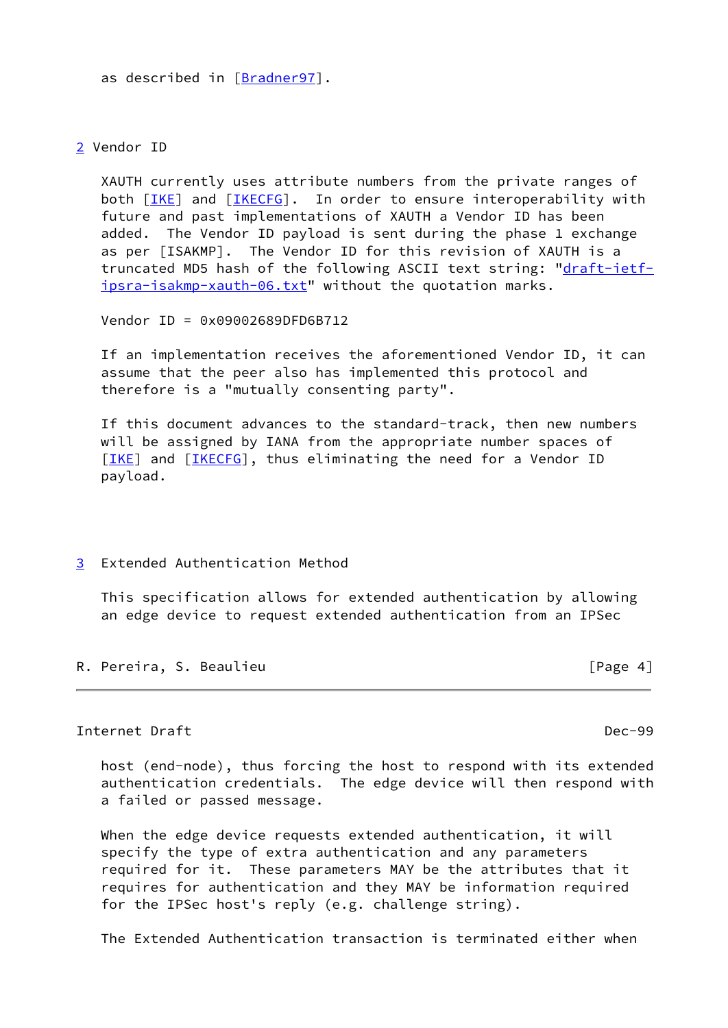as described in [Bradner97].

## 2 Vendor ID

XAUTH currently uses attribute numbers from the private ranges of both [IKE] and [IKECFG]. In order to ensure interoperability with future and past implementations of XAUTH a Vendor ID has been added. The Vendor ID payload is sent during the phase 1 exchange as per [ISAKMP]. The Vendor ID for this revision of XAUTH is a truncated MD5 hash of the following ASCII text string: "draft-ietf-ipsra-isakmp-xauth-06.txt" without the quotation marks.

Vendor ID = 0x09002689DFD6B712

If an implementation receives the aforementioned Vendor ID, it can assume that the peer also has implemented this protocol and therefore is a "mutually consenting party".

If this document advances to the standard-track, then new numbers will be assigned by IANA from the appropriate number spaces of [IKE] and [IKECFG], thus eliminating the need for a Vendor ID payload.

## 3 Extended Authentication Method

This specification allows for extended authentication by allowing an edge device to request extended authentication from an IPSec host (end-node), thus forcing the host to respond with its extended authentication credentials. The edge device will then respond with a failed or passed message.

When the edge device requests extended authentication, it will specify the type of extra authentication and any parameters required for it. These parameters MAY be the attributes that it requires for authentication and they MAY be information required for the IPSec host's reply (e.g. challenge string).

The Extended Authentication transaction is terminated either when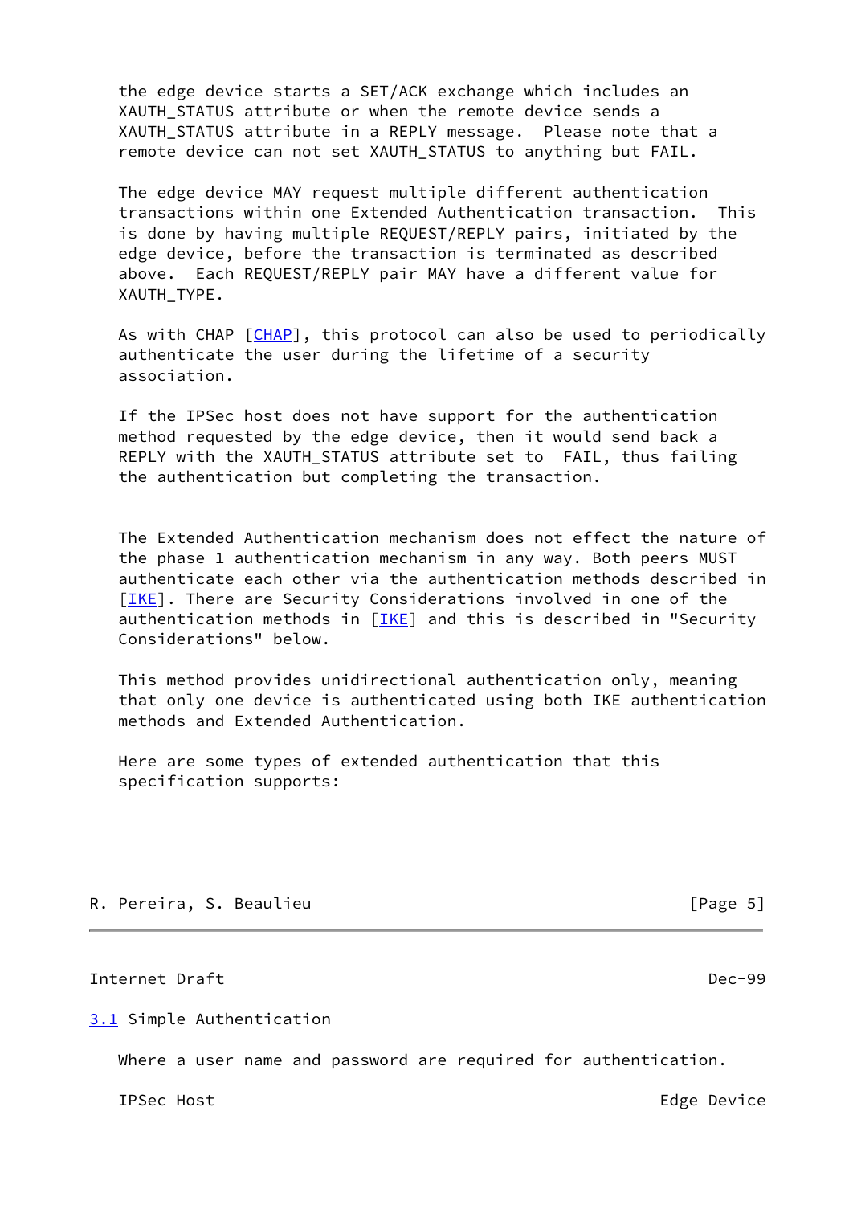the edge device starts a SET/ACK exchange which includes an XAUTH_STATUS attribute or when the remote device sends a XAUTH_STATUS attribute in a REPLY message. Please note that a remote device can not set XAUTH_STATUS to anything but FAIL.

The edge device MAY request multiple different authentication transactions within one Extended Authentication transaction. This is done by having multiple REQUEST/REPLY pairs, initiated by the edge device, before the transaction is terminated as described above. Each REQUEST/REPLY pair MAY have a different value for XAUTH_TYPE.

As with CHAP [CHAP], this protocol can also be used to periodically authenticate the user during the lifetime of a security association.

If the IPSec host does not have support for the authentication method requested by the edge device, then it would send back a REPLY with the XAUTH_STATUS attribute set to FAIL, thus failing the authentication but completing the transaction.

The Extended Authentication mechanism does not effect the nature of the phase 1 authentication mechanism in any way. Both peers MUST authenticate each other via the authentication methods described in [IKE]. There are Security Considerations involved in one of the authentication methods in [IKE] and this is described in "Security Considerations" below.

This method provides unidirectional authentication only, meaning that only one device is authenticated using both IKE authentication methods and Extended Authentication.

Here are some types of extended authentication that this specification supports:

## 3.1 Simple Authentication

Where a user name and password are required for authentication.

```
IPSec Host                                                Edge Device
```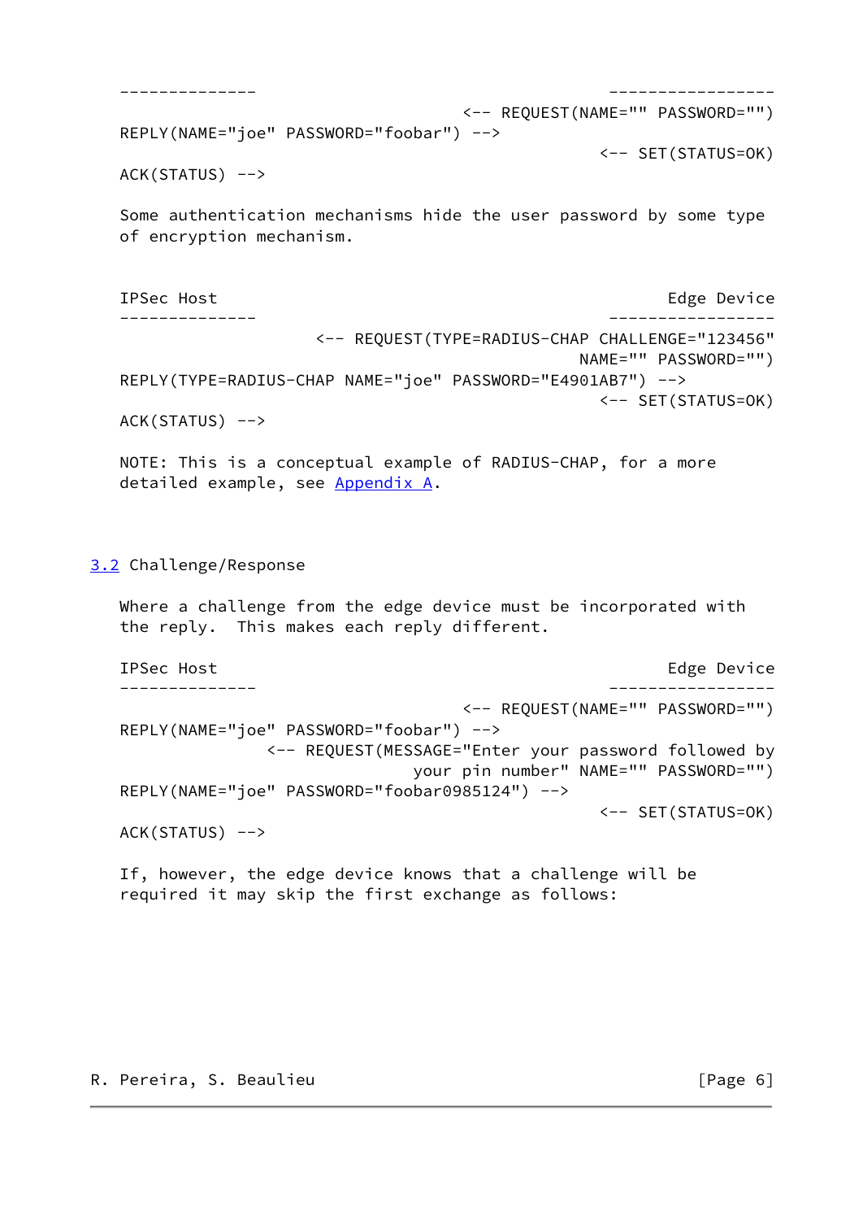```
   --------------                                   -----------------
                                         <-- REQUEST(NAME="" PASSWORD="")
   REPLY(NAME="joe" PASSWORD="foobar") -->
                                                        <-- SET(STATUS=OK)
   ACK(STATUS) -->
```

Some authentication mechanisms hide the user password by some type of encryption mechanism.

```
   IPSec Host                                               Edge Device
   --------------                                   -----------------
                    <-- REQUEST(TYPE=RADIUS-CHAP CHALLENGE="123456"
                                                  NAME="" PASSWORD="")
   REPLY(TYPE=RADIUS-CHAP NAME="joe" PASSWORD="E4901AB7") -->
                                                        <-- SET(STATUS=OK)
   ACK(STATUS) -->
```

NOTE: This is a conceptual example of RADIUS-CHAP, for a more detailed example, see Appendix A.

## 3.2 Challenge/Response

Where a challenge from the edge device must be incorporated with the reply. This makes each reply different.

```
   IPSec Host                                               Edge Device
   --------------                                   -----------------
                                         <-- REQUEST(NAME="" PASSWORD="")
   REPLY(NAME="joe" PASSWORD="foobar") -->
                  <-- REQUEST(MESSAGE="Enter your password followed by
                                   your pin number" NAME="" PASSWORD="")
   REPLY(NAME="joe" PASSWORD="foobar0985124") -->
                                                        <-- SET(STATUS=OK)
   ACK(STATUS) -->
```

If, however, the edge device knows that a challenge will be required it may skip the first exchange as follows: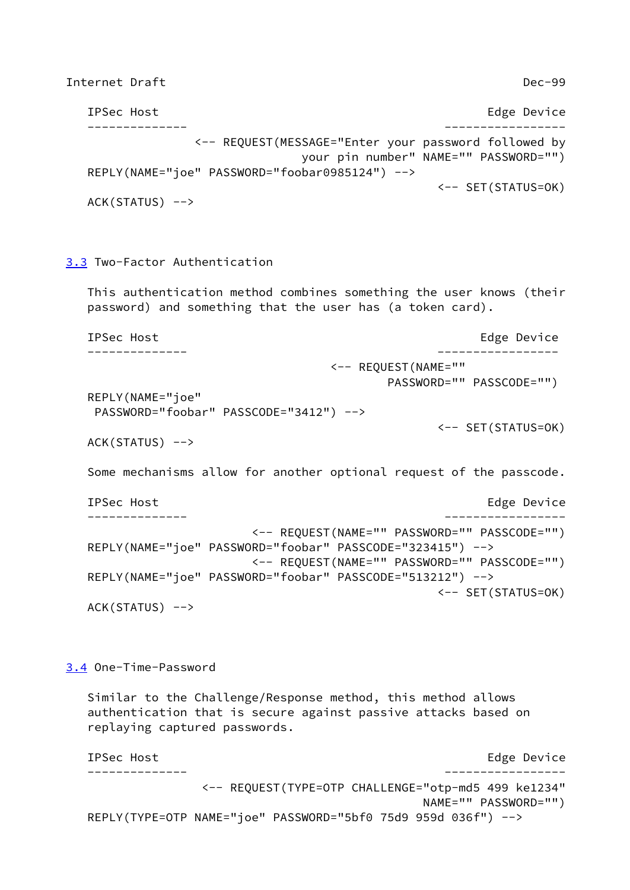```
   IPSec Host                                            Edge Device
   --------------                                   -----------------
                 <-- REQUEST(MESSAGE="Enter your password followed by
                                 your pin number" NAME="" PASSWORD="")
   REPLY(NAME="joe" PASSWORD="foobar0985124") -->
                                                     <-- SET(STATUS=OK)
   ACK(STATUS) -->
```

## 3.3 Two-Factor Authentication

This authentication method combines something the user knows (their password) and something that the user has (a token card).

```
   IPSec Host                                           Edge Device
   --------------                                   -----------------
                                      <-- REQUEST(NAME=""
                                              PASSWORD="" PASSCODE="")
   REPLY(NAME="joe"
    PASSWORD="foobar" PASSCODE="3412") -->
                                                     <-- SET(STATUS=OK)
   ACK(STATUS) -->
```

Some mechanisms allow for another optional request of the passcode.

```
   IPSec Host                                            Edge Device
   --------------                                    -----------------
                       <-- REQUEST(NAME="" PASSWORD="" PASSCODE="")
   REPLY(NAME="joe" PASSWORD="foobar" PASSCODE="323415") -->
                       <-- REQUEST(NAME="" PASSWORD="" PASSCODE="")
   REPLY(NAME="joe" PASSWORD="foobar" PASSCODE="513212") -->
                                                     <-- SET(STATUS=OK)
   ACK(STATUS) -->
```

## 3.4 One-Time-Password

Similar to the Challenge/Response method, this method allows authentication that is secure against passive attacks based on replaying captured passwords.

```
   IPSec Host                                            Edge Device
   --------------                                    -----------------
                  <-- REQUEST(TYPE=OTP CHALLENGE="otp-md5 499 ke1234"
                                                    NAME="" PASSWORD="")
   REPLY(TYPE=OTP NAME="joe" PASSWORD="5bf0 75d9 959d 036f") -->
```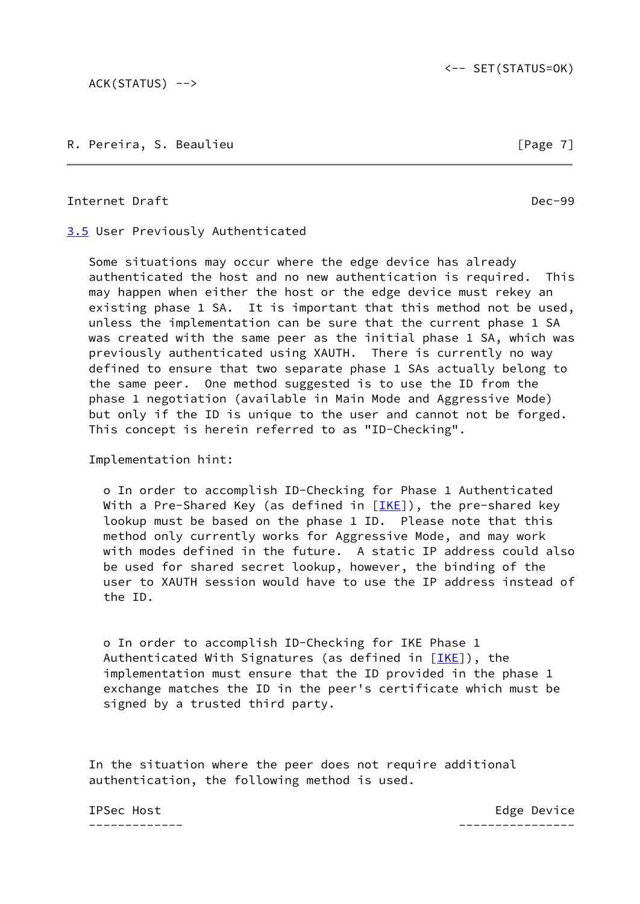```
                                          <-- SET(STATUS=OK)
ACK(STATUS) -->
```

### 3.5 User Previously Authenticated

Some situations may occur where the edge device has already authenticated the host and no new authentication is required. This may happen when either the host or the edge device must rekey an existing phase 1 SA. It is important that this method not be used, unless the implementation can be sure that the current phase 1 SA was created with the same peer as the initial phase 1 SA, which was previously authenticated using XAUTH. There is currently no way defined to ensure that two separate phase 1 SAs actually belong to the same peer. One method suggested is to use the ID from the phase 1 negotiation (available in Main Mode and Aggressive Mode) but only if the ID is unique to the user and cannot not be forged. This concept is herein referred to as "ID-Checking".

Implementation hint:

- In order to accomplish ID-Checking for Phase 1 Authenticated With a Pre-Shared Key (as defined in [IKE]), the pre-shared key lookup must be based on the phase 1 ID. Please note that this method only currently works for Aggressive Mode, and may work with modes defined in the future. A static IP address could also be used for shared secret lookup, however, the binding of the user to XAUTH session would have to use the IP address instead of the ID.

- In order to accomplish ID-Checking for IKE Phase 1 Authenticated With Signatures (as defined in [IKE]), the implementation must ensure that the ID provided in the phase 1 exchange matches the ID in the peer's certificate which must be signed by a trusted third party.

In the situation where the peer does not require additional authentication, the following method is used.

```
IPSec Host                                           Edge Device
-------------                                   ----------------
```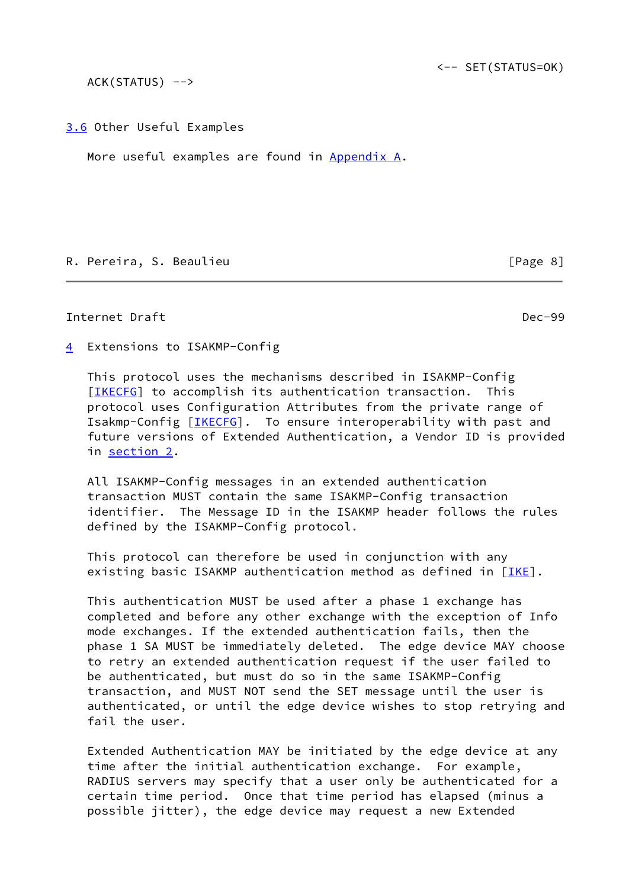```
                                          <-- SET(STATUS=OK)
   ACK(STATUS) -->
```

## 3.6 Other Useful Examples

More useful examples are found in Appendix A.

# 4 Extensions to ISAKMP-Config

This protocol uses the mechanisms described in ISAKMP-Config [IKECFG] to accomplish its authentication transaction. This protocol uses Configuration Attributes from the private range of Isakmp-Config [IKECFG]. To ensure interoperability with past and future versions of Extended Authentication, a Vendor ID is provided in section 2.

All ISAKMP-Config messages in an extended authentication transaction MUST contain the same ISAKMP-Config transaction identifier. The Message ID in the ISAKMP header follows the rules defined by the ISAKMP-Config protocol.

This protocol can therefore be used in conjunction with any existing basic ISAKMP authentication method as defined in [IKE].

This authentication MUST be used after a phase 1 exchange has completed and before any other exchange with the exception of Info mode exchanges. If the extended authentication fails, then the phase 1 SA MUST be immediately deleted. The edge device MAY choose to retry an extended authentication request if the user failed to be authenticated, but must do so in the same ISAKMP-Config transaction, and MUST NOT send the SET message until the user is authenticated, or until the edge device wishes to stop retrying and fail the user.

Extended Authentication MAY be initiated by the edge device at any time after the initial authentication exchange. For example, RADIUS servers may specify that a user only be authenticated for a certain time period. Once that time period has elapsed (minus a possible jitter), the edge device may request a new Extended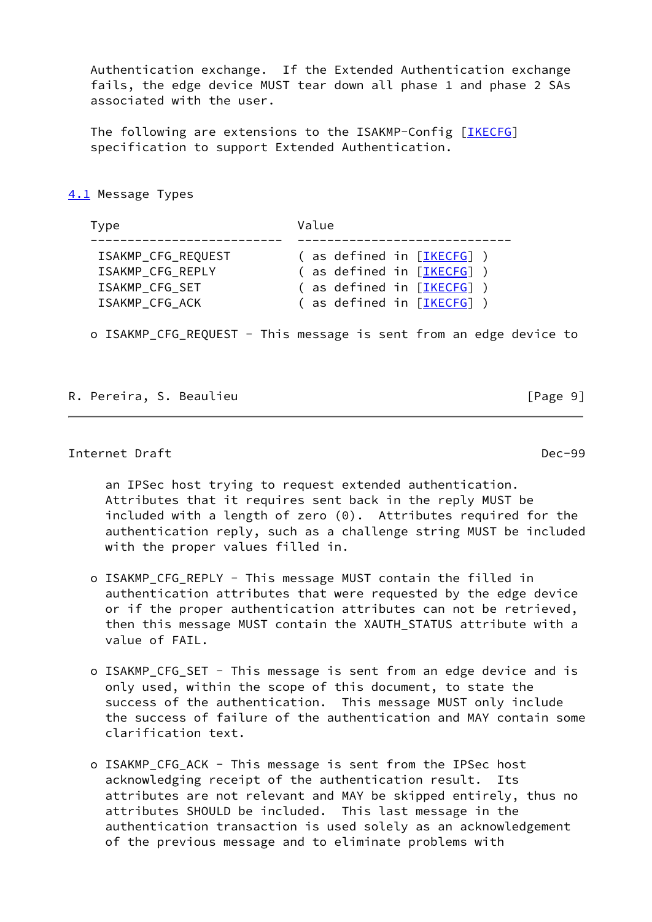Authentication exchange. If the Extended Authentication exchange fails, the edge device MUST tear down all phase 1 and phase 2 SAs associated with the user.

The following are extensions to the ISAKMP-Config [IKECFG] specification to support Extended Authentication.

## 4.1 Message Types

| Type | Value |
|---|---|
| ISAKMP_CFG_REQUEST | ( as defined in [IKECFG] ) |
| ISAKMP_CFG_REPLY | ( as defined in [IKECFG] ) |
| ISAKMP_CFG_SET | ( as defined in [IKECFG] ) |
| ISAKMP_CFG_ACK | ( as defined in [IKECFG] ) |

- ISAKMP_CFG_REQUEST - This message is sent from an edge device to an IPSec host trying to request extended authentication. Attributes that it requires sent back in the reply MUST be included with a length of zero (0). Attributes required for the authentication reply, such as a challenge string MUST be included with the proper values filled in.

- ISAKMP_CFG_REPLY - This message MUST contain the filled in authentication attributes that were requested by the edge device or if the proper authentication attributes can not be retrieved, then this message MUST contain the XAUTH_STATUS attribute with a value of FAIL.

- ISAKMP_CFG_SET - This message is sent from an edge device and is only used, within the scope of this document, to state the success of the authentication. This message MUST only include the success of failure of the authentication and MAY contain some clarification text.

- ISAKMP_CFG_ACK - This message is sent from the IPSec host acknowledging receipt of the authentication result. Its attributes are not relevant and MAY be skipped entirely, thus no attributes SHOULD be included. This last message in the authentication transaction is used solely as an acknowledgement of the previous message and to eliminate problems with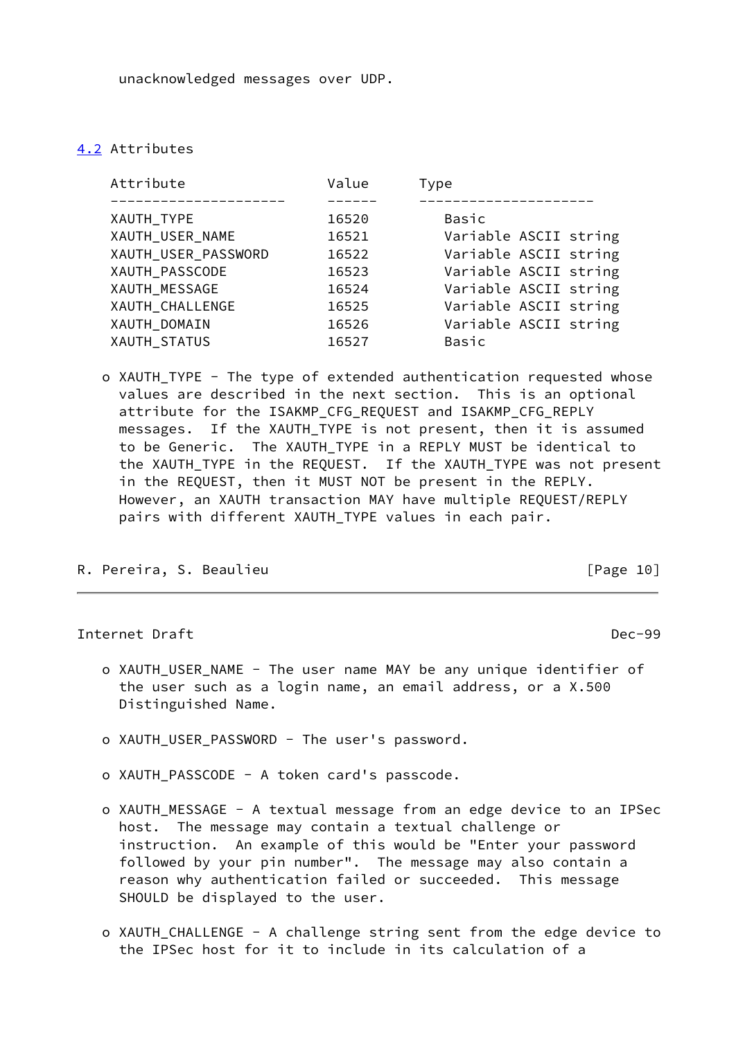unacknowledged messages over UDP.

## 4.2 Attributes

| Attribute | Value | Type |
| --- | --- | --- |
| XAUTH_TYPE | 16520 | Basic |
| XAUTH_USER_NAME | 16521 | Variable ASCII string |
| XAUTH_USER_PASSWORD | 16522 | Variable ASCII string |
| XAUTH_PASSCODE | 16523 | Variable ASCII string |
| XAUTH_MESSAGE | 16524 | Variable ASCII string |
| XAUTH_CHALLENGE | 16525 | Variable ASCII string |
| XAUTH_DOMAIN | 16526 | Variable ASCII string |
| XAUTH_STATUS | 16527 | Basic |

- XAUTH_TYPE - The type of extended authentication requested whose values are described in the next section. This is an optional attribute for the ISAKMP_CFG_REQUEST and ISAKMP_CFG_REPLY messages. If the XAUTH_TYPE is not present, then it is assumed to be Generic. The XAUTH_TYPE in a REPLY MUST be identical to the XAUTH_TYPE in the REQUEST. If the XAUTH_TYPE was not present in the REQUEST, then it MUST NOT be present in the REPLY. However, an XAUTH transaction MAY have multiple REQUEST/REPLY pairs with different XAUTH_TYPE values in each pair.

- XAUTH_USER_NAME - The user name MAY be any unique identifier of the user such as a login name, an email address, or a X.500 Distinguished Name.

- XAUTH_USER_PASSWORD - The user's password.

- XAUTH_PASSCODE - A token card's passcode.

- XAUTH_MESSAGE - A textual message from an edge device to an IPSec host. The message may contain a textual challenge or instruction. An example of this would be "Enter your password followed by your pin number". The message may also contain a reason why authentication failed or succeeded. This message SHOULD be displayed to the user.

- XAUTH_CHALLENGE - A challenge string sent from the edge device to the IPSec host for it to include in its calculation of a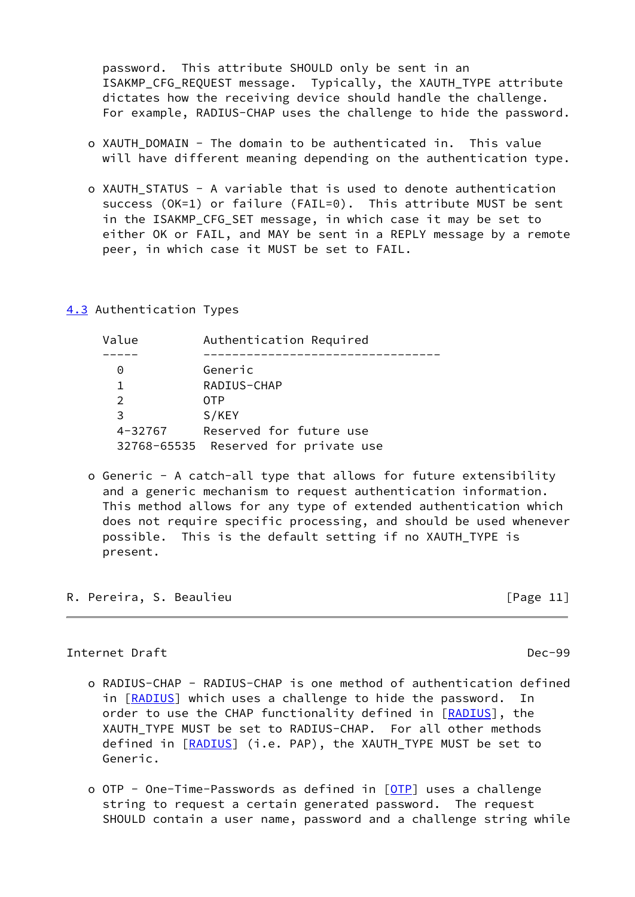password.  This attribute SHOULD only be sent in an ISAKMP_CFG_REQUEST message.  Typically, the XAUTH_TYPE attribute dictates how the receiving device should handle the challenge. For example, RADIUS-CHAP uses the challenge to hide the password.

- XAUTH_DOMAIN - The domain to be authenticated in.  This value will have different meaning depending on the authentication type.

- XAUTH_STATUS - A variable that is used to denote authentication success (OK=1) or failure (FAIL=0).  This attribute MUST be sent in the ISAKMP_CFG_SET message, in which case it may be set to either OK or FAIL, and MAY be sent in a REPLY message by a remote peer, in which case it MUST be set to FAIL.

## 4.3 Authentication Types

| Value | Authentication Required |
|---|---|
| 0 | Generic |
| 1 | RADIUS-CHAP |
| 2 | OTP |
| 3 | S/KEY |
| 4-32767 | Reserved for future use |
| 32768-65535 | Reserved for private use |

- Generic - A catch-all type that allows for future extensibility and a generic mechanism to request authentication information. This method allows for any type of extended authentication which does not require specific processing, and should be used whenever possible.  This is the default setting if no XAUTH_TYPE is present.

- RADIUS-CHAP - RADIUS-CHAP is one method of authentication defined in [RADIUS] which uses a challenge to hide the password.  In order to use the CHAP functionality defined in [RADIUS], the XAUTH_TYPE MUST be set to RADIUS-CHAP.  For all other methods defined in [RADIUS] (i.e. PAP), the XAUTH_TYPE MUST be set to Generic.

- OTP - One-Time-Passwords as defined in [OTP] uses a challenge string to request a certain generated password.  The request SHOULD contain a user name, password and a challenge string while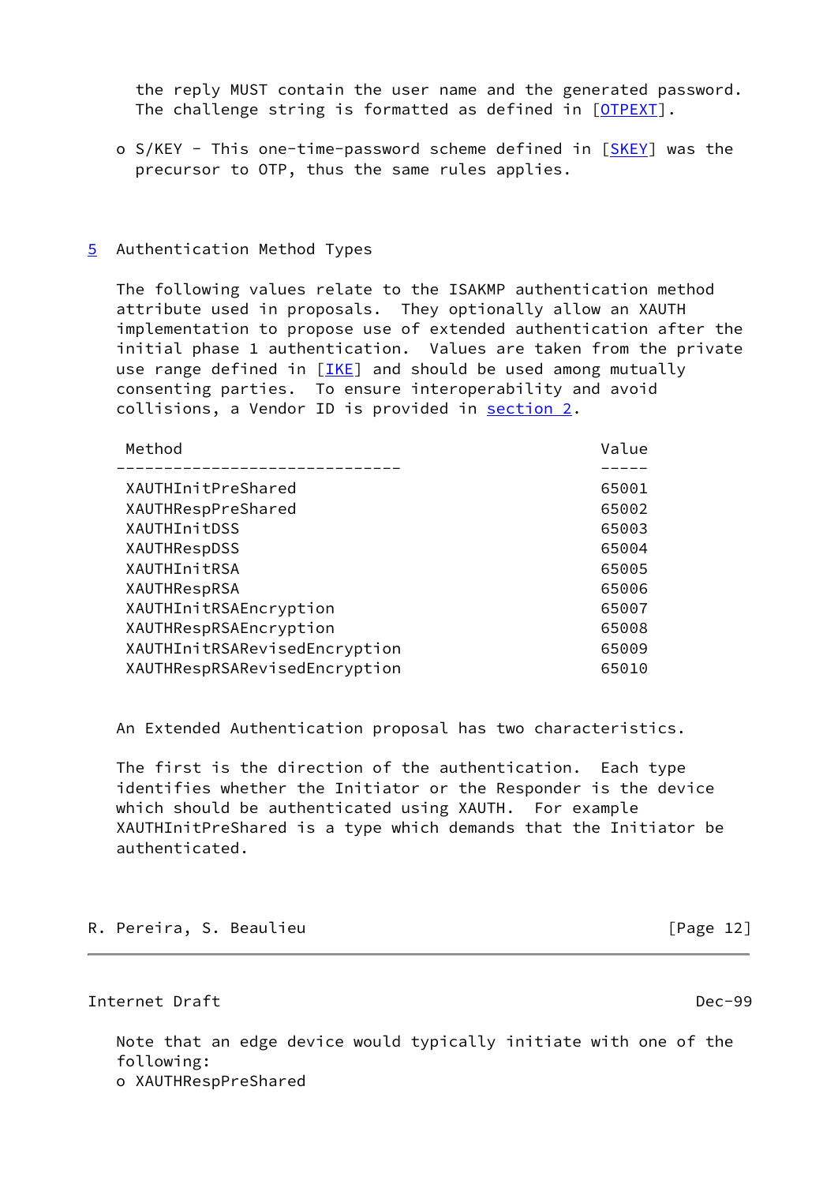the reply MUST contain the user name and the generated password. The challenge string is formatted as defined in [OTPEXT].

- S/KEY - This one-time-password scheme defined in [SKEY] was the precursor to OTP, thus the same rules applies.

## 5 Authentication Method Types

The following values relate to the ISAKMP authentication method attribute used in proposals. They optionally allow an XAUTH implementation to propose use of extended authentication after the initial phase 1 authentication. Values are taken from the private use range defined in [IKE] and should be used among mutually consenting parties. To ensure interoperability and avoid collisions, a Vendor ID is provided in section 2.

| Method | Value |
|---|---|
| XAUTHInitPreShared | 65001 |
| XAUTHRespPreShared | 65002 |
| XAUTHInitDSS | 65003 |
| XAUTHRespDSS | 65004 |
| XAUTHInitRSA | 65005 |
| XAUTHRespRSA | 65006 |
| XAUTHInitRSAEncryption | 65007 |
| XAUTHRespRSAEncryption | 65008 |
| XAUTHInitRSARevisedEncryption | 65009 |
| XAUTHRespRSARevisedEncryption | 65010 |

An Extended Authentication proposal has two characteristics.

The first is the direction of the authentication. Each type identifies whether the Initiator or the Responder is the device which should be authenticated using XAUTH. For example XAUTHInitPreShared is a type which demands that the Initiator be authenticated.

Note that an edge device would typically initiate with one of the following:

- XAUTHRespPreShared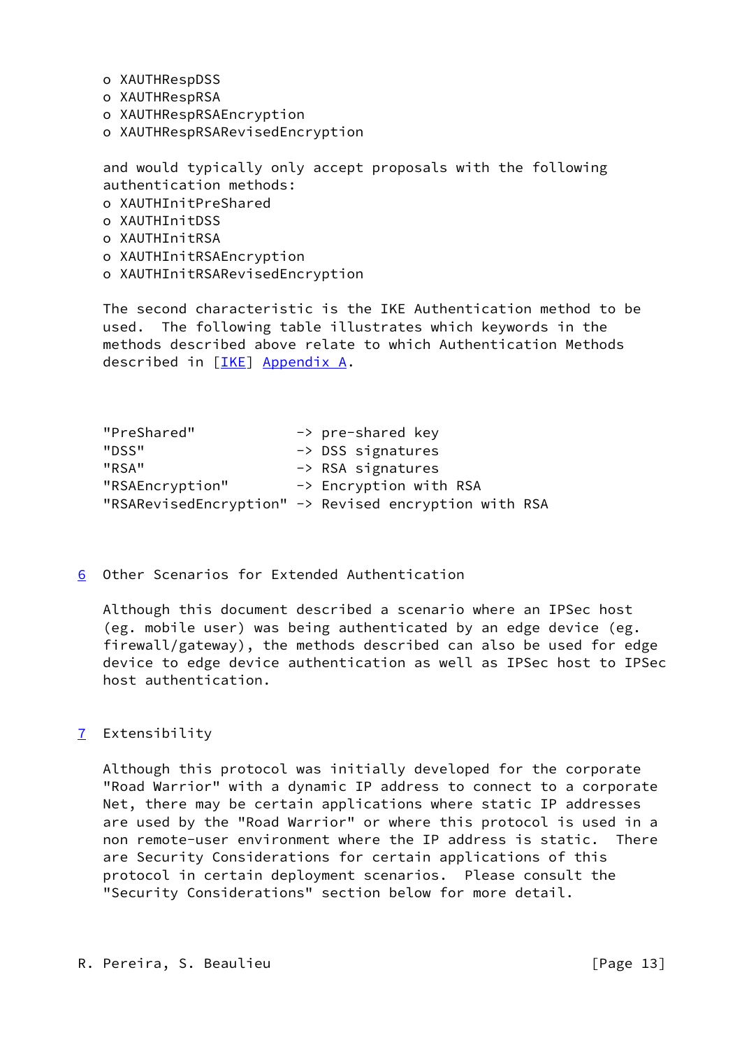- XAUTHRespDSS
- XAUTHRespRSA
- XAUTHRespRSAEncryption
- XAUTHRespRSARevisedEncryption

and would typically only accept proposals with the following authentication methods:

- XAUTHInitPreShared
- XAUTHInitDSS
- XAUTHInitRSA
- XAUTHInitRSAEncryption
- XAUTHInitRSARevisedEncryption

The second characteristic is the IKE Authentication method to be used. The following table illustrates which keywords in the methods described above relate to which Authentication Methods described in [IKE] Appendix A.

```
"PreShared"            -> pre-shared key
"DSS"                  -> DSS signatures
"RSA"                  -> RSA signatures
"RSAEncryption"        -> Encryption with RSA
"RSARevisedEncryption" -> Revised encryption with RSA
```

## 6 Other Scenarios for Extended Authentication

Although this document described a scenario where an IPSec host (eg. mobile user) was being authenticated by an edge device (eg. firewall/gateway), the methods described can also be used for edge device to edge device authentication as well as IPSec host to IPSec host authentication.

## 7 Extensibility

Although this protocol was initially developed for the corporate "Road Warrior" with a dynamic IP address to connect to a corporate Net, there may be certain applications where static IP addresses are used by the "Road Warrior" or where this protocol is used in a non remote-user environment where the IP address is static. There are Security Considerations for certain applications of this protocol in certain deployment scenarios. Please consult the "Security Considerations" section below for more detail.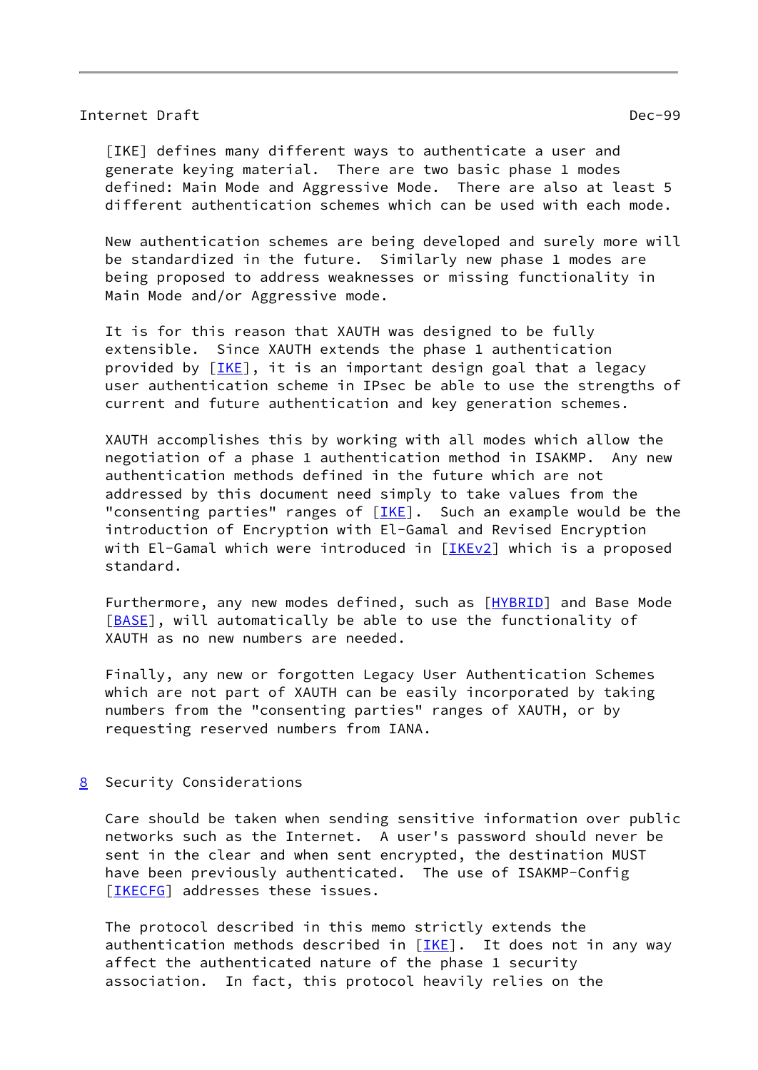[IKE] defines many different ways to authenticate a user and generate keying material. There are two basic phase 1 modes defined: Main Mode and Aggressive Mode. There are also at least 5 different authentication schemes which can be used with each mode.

New authentication schemes are being developed and surely more will be standardized in the future. Similarly new phase 1 modes are being proposed to address weaknesses or missing functionality in Main Mode and/or Aggressive mode.

It is for this reason that XAUTH was designed to be fully extensible. Since XAUTH extends the phase 1 authentication provided by [IKE], it is an important design goal that a legacy user authentication scheme in IPsec be able to use the strengths of current and future authentication and key generation schemes.

XAUTH accomplishes this by working with all modes which allow the negotiation of a phase 1 authentication method in ISAKMP. Any new authentication methods defined in the future which are not addressed by this document need simply to take values from the "consenting parties" ranges of [IKE]. Such an example would be the introduction of Encryption with El-Gamal and Revised Encryption with El-Gamal which were introduced in [IKEv2] which is a proposed standard.

Furthermore, any new modes defined, such as [HYBRID] and Base Mode [BASE], will automatically be able to use the functionality of XAUTH as no new numbers are needed.

Finally, any new or forgotten Legacy User Authentication Schemes which are not part of XAUTH can be easily incorporated by taking numbers from the "consenting parties" ranges of XAUTH, or by requesting reserved numbers from IANA.

## 8 Security Considerations

Care should be taken when sending sensitive information over public networks such as the Internet. A user's password should never be sent in the clear and when sent encrypted, the destination MUST have been previously authenticated. The use of ISAKMP-Config [IKECFG] addresses these issues.

The protocol described in this memo strictly extends the authentication methods described in [IKE]. It does not in any way affect the authenticated nature of the phase 1 security association. In fact, this protocol heavily relies on the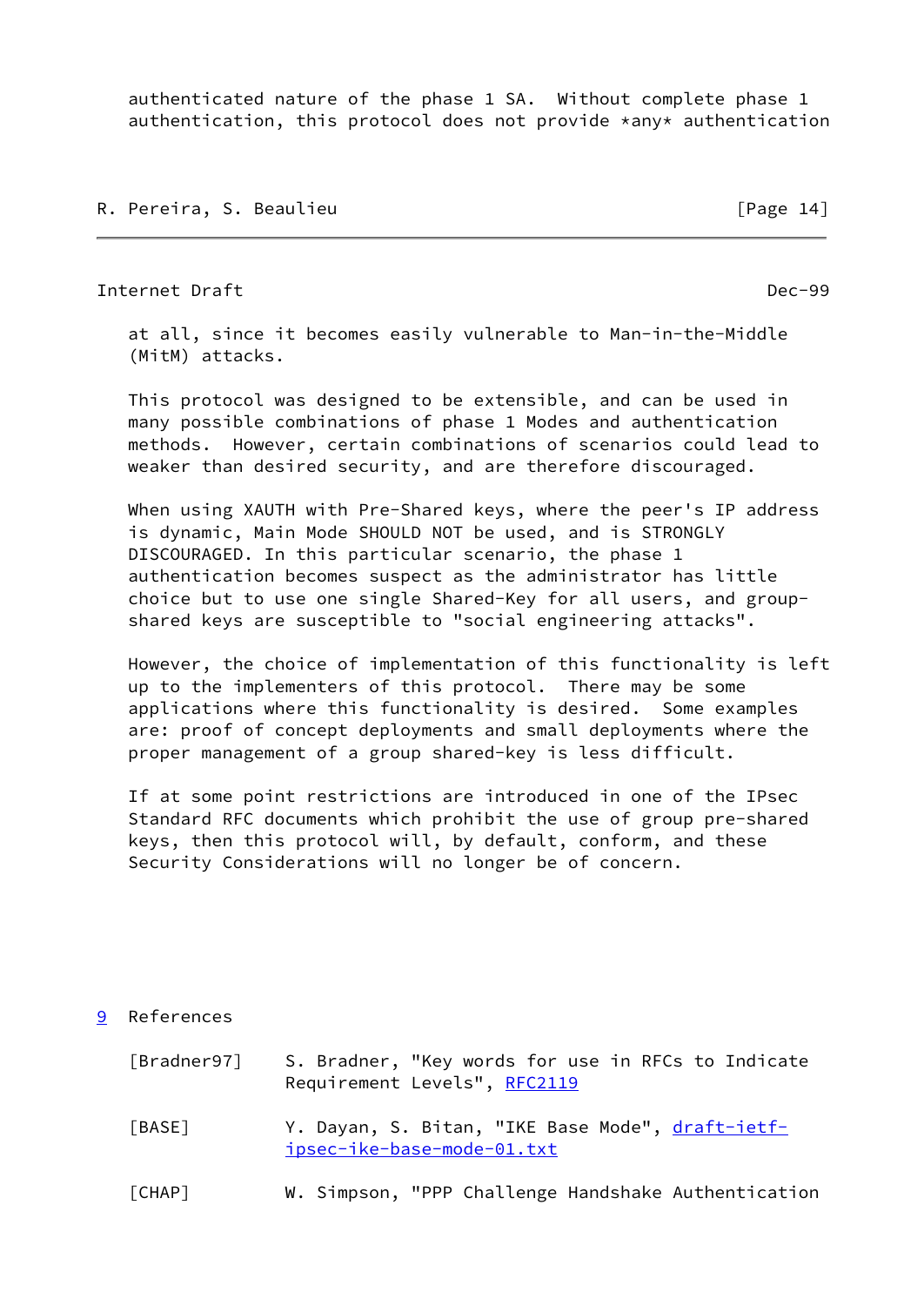authenticated nature of the phase 1 SA. Without complete phase 1 authentication, this protocol does not provide *any* authentication at all, since it becomes easily vulnerable to Man-in-the-Middle (MitM) attacks.

This protocol was designed to be extensible, and can be used in many possible combinations of phase 1 Modes and authentication methods. However, certain combinations of scenarios could lead to weaker than desired security, and are therefore discouraged.

When using XAUTH with Pre-Shared keys, where the peer's IP address is dynamic, Main Mode SHOULD NOT be used, and is STRONGLY DISCOURAGED. In this particular scenario, the phase 1 authentication becomes suspect as the administrator has little choice but to use one single Shared-Key for all users, and group-shared keys are susceptible to "social engineering attacks".

However, the choice of implementation of this functionality is left up to the implementers of this protocol. There may be some applications where this functionality is desired. Some examples are: proof of concept deployments and small deployments where the proper management of a group shared-key is less difficult.

If at some point restrictions are introduced in one of the IPsec Standard RFC documents which prohibit the use of group pre-shared keys, then this protocol will, by default, conform, and these Security Considerations will no longer be of concern.

## 9 References

[Bradner97] S. Bradner, "Key words for use in RFCs to Indicate Requirement Levels", RFC2119

[BASE] Y. Dayan, S. Bitan, "IKE Base Mode", draft-ietf-ipsec-ike-base-mode-01.txt

[CHAP] W. Simpson, "PPP Challenge Handshake Authentication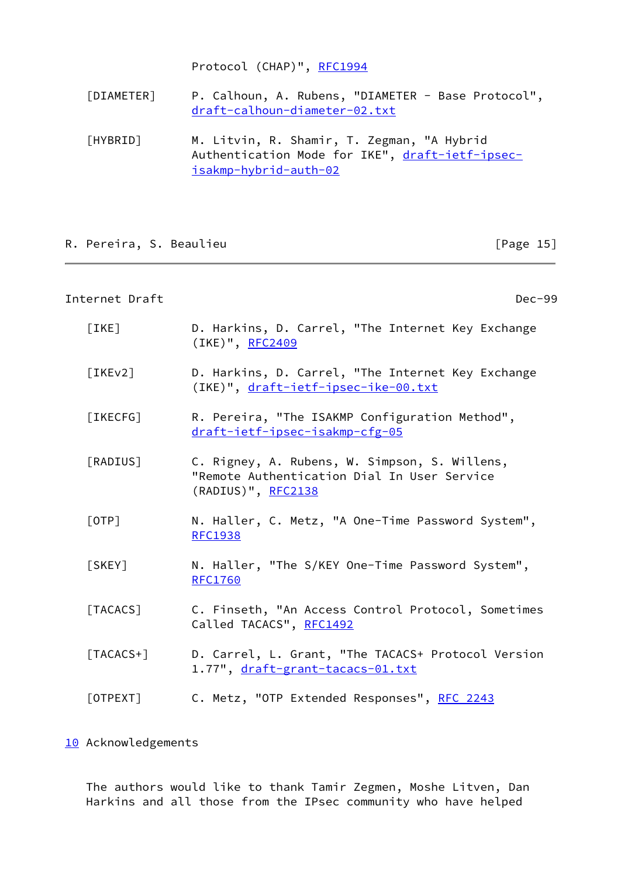Protocol (CHAP)", RFC1994

[DIAMETER] P. Calhoun, A. Rubens, "DIAMETER - Base Protocol", draft-calhoun-diameter-02.txt

[HYBRID] M. Litvin, R. Shamir, T. Zegman, "A Hybrid Authentication Mode for IKE", draft-ietf-ipsec-isakmp-hybrid-auth-02

[IKE] D. Harkins, D. Carrel, "The Internet Key Exchange (IKE)", RFC2409

[IKEv2] D. Harkins, D. Carrel, "The Internet Key Exchange (IKE)", draft-ietf-ipsec-ike-00.txt

[IKECFG] R. Pereira, "The ISAKMP Configuration Method", draft-ietf-ipsec-isakmp-cfg-05

[RADIUS] C. Rigney, A. Rubens, W. Simpson, S. Willens, "Remote Authentication Dial In User Service (RADIUS)", RFC2138

[OTP] N. Haller, C. Metz, "A One-Time Password System", RFC1938

[SKEY] N. Haller, "The S/KEY One-Time Password System", RFC1760

[TACACS] C. Finseth, "An Access Control Protocol, Sometimes Called TACACS", RFC1492

[TACACS+] D. Carrel, L. Grant, "The TACACS+ Protocol Version 1.77", draft-grant-tacacs-01.txt

[OTPEXT] C. Metz, "OTP Extended Responses", RFC 2243

## 10 Acknowledgements

The authors would like to thank Tamir Zegmen, Moshe Litven, Dan Harkins and all those from the IPsec community who have helped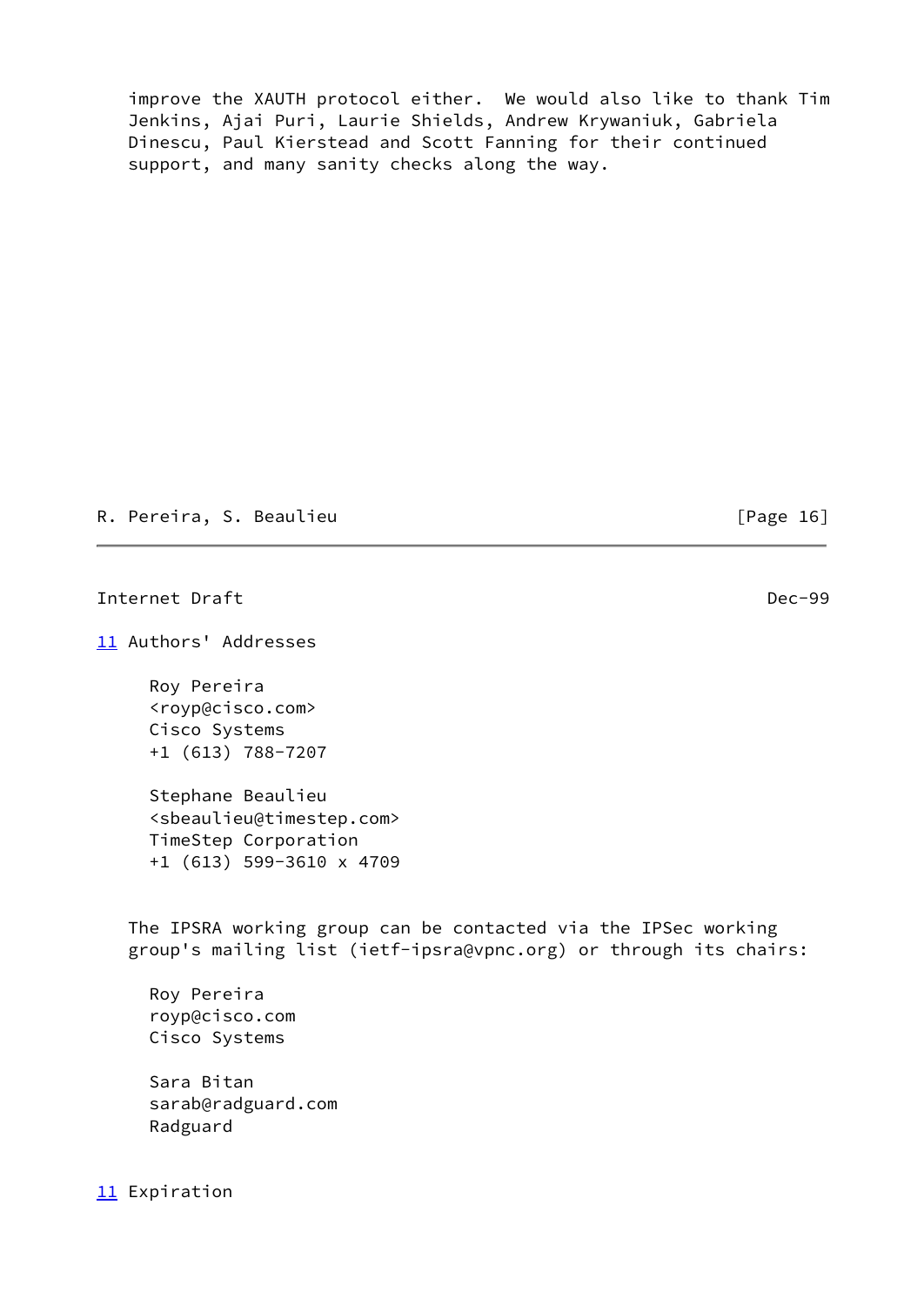improve the XAUTH protocol either. We would also like to thank Tim Jenkins, Ajai Puri, Laurie Shields, Andrew Krywaniuk, Gabriela Dinescu, Paul Kierstead and Scott Fanning for their continued support, and many sanity checks along the way.

## 11 Authors' Addresses

Roy Pereira
<royp@cisco.com>
Cisco Systems
+1 (613) 788-7207

Stephane Beaulieu
<sbeaulieu@timestep.com>
TimeStep Corporation
+1 (613) 599-3610 x 4709

The IPSRA working group can be contacted via the IPSec working group's mailing list (ietf-ipsra@vpnc.org) or through its chairs:

Roy Pereira
royp@cisco.com
Cisco Systems

Sara Bitan
sarab@radguard.com
Radguard

## 11 Expiration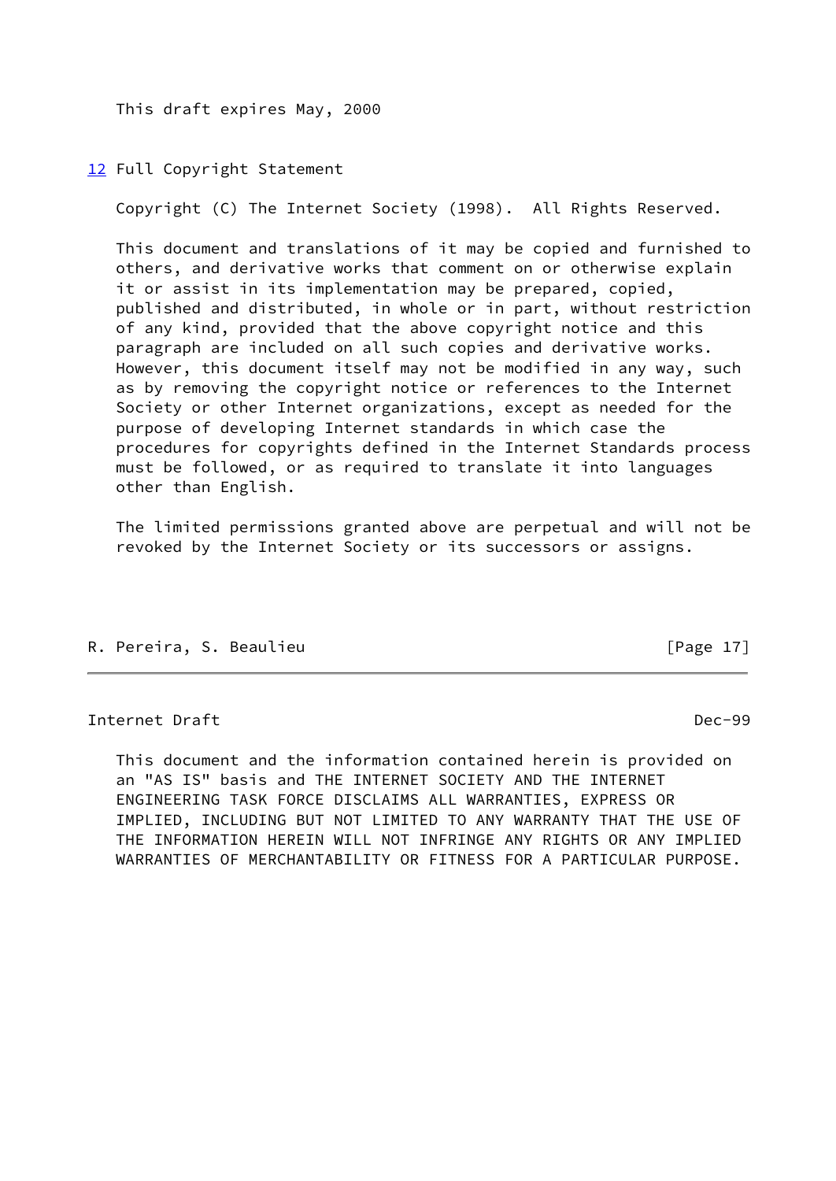This draft expires May, 2000

## 12 Full Copyright Statement

Copyright (C) The Internet Society (1998). All Rights Reserved.

This document and translations of it may be copied and furnished to others, and derivative works that comment on or otherwise explain it or assist in its implementation may be prepared, copied, published and distributed, in whole or in part, without restriction of any kind, provided that the above copyright notice and this paragraph are included on all such copies and derivative works. However, this document itself may not be modified in any way, such as by removing the copyright notice or references to the Internet Society or other Internet organizations, except as needed for the purpose of developing Internet standards in which case the procedures for copyrights defined in the Internet Standards process must be followed, or as required to translate it into languages other than English.

The limited permissions granted above are perpetual and will not be revoked by the Internet Society or its successors or assigns.

This document and the information contained herein is provided on an "AS IS" basis and THE INTERNET SOCIETY AND THE INTERNET ENGINEERING TASK FORCE DISCLAIMS ALL WARRANTIES, EXPRESS OR IMPLIED, INCLUDING BUT NOT LIMITED TO ANY WARRANTY THAT THE USE OF THE INFORMATION HEREIN WILL NOT INFRINGE ANY RIGHTS OR ANY IMPLIED WARRANTIES OF MERCHANTABILITY OR FITNESS FOR A PARTICULAR PURPOSE.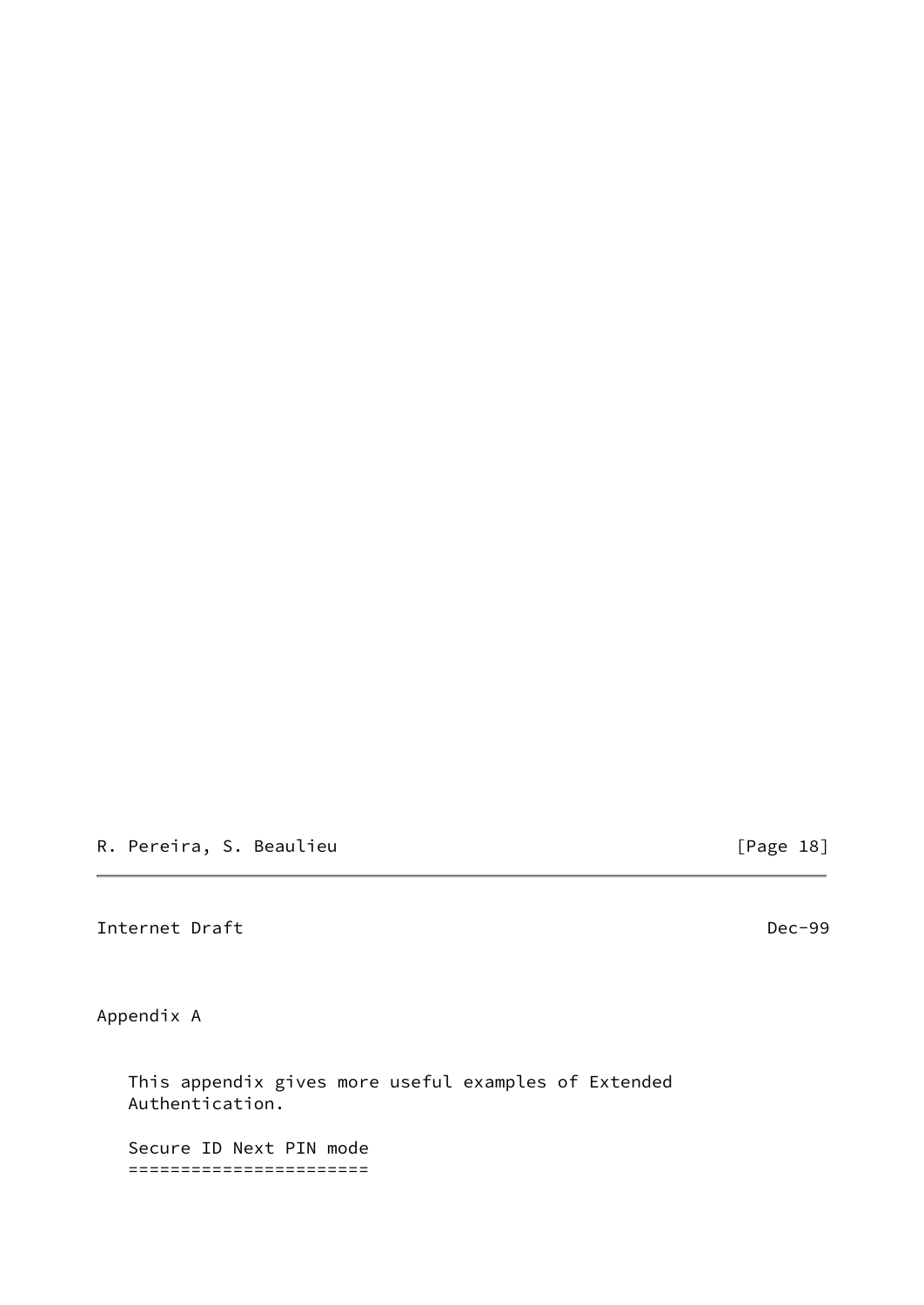Appendix A

This appendix gives more useful examples of Extended Authentication.

Secure ID Next PIN mode
=======================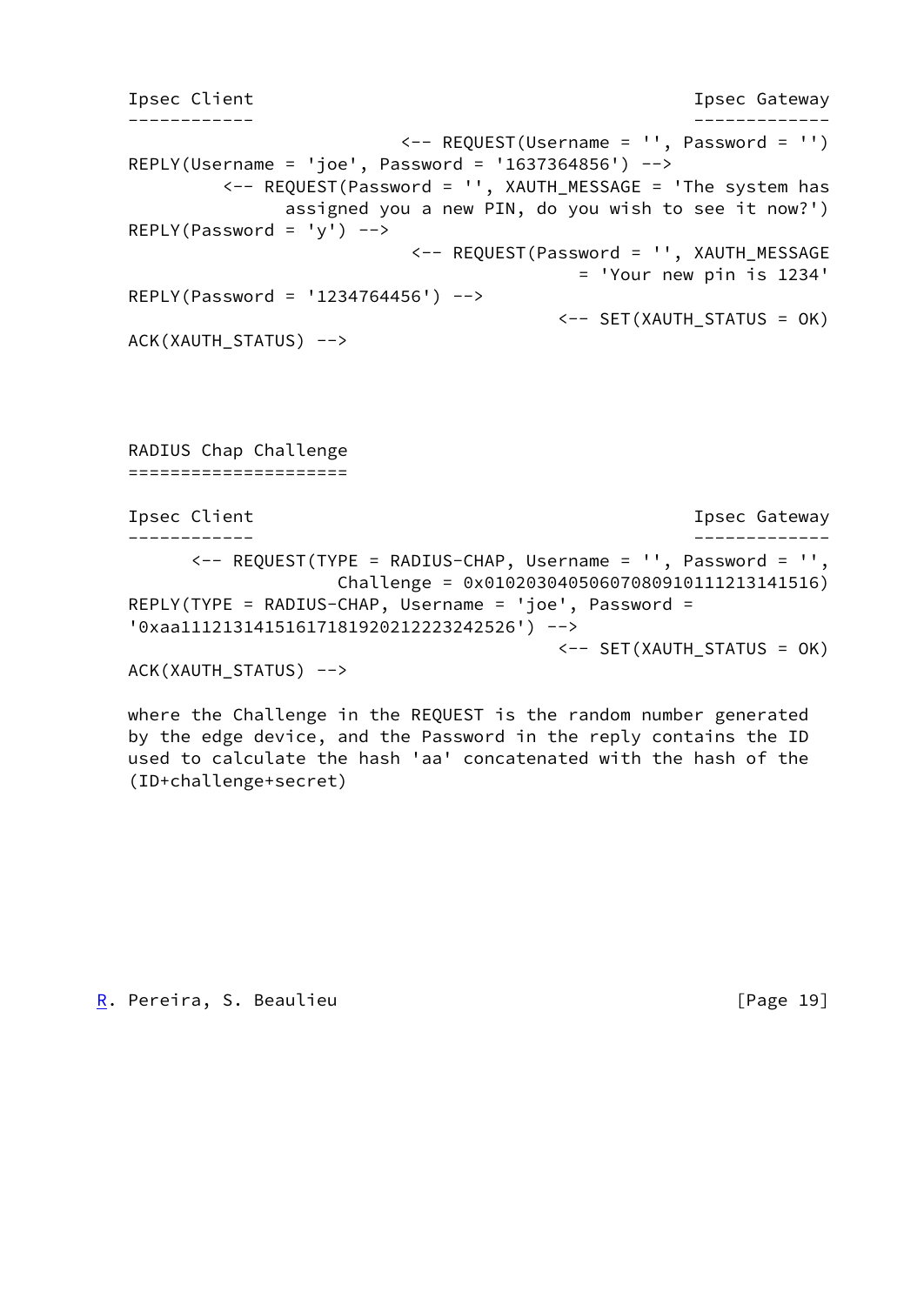```
Ipsec Client                                             Ipsec Gateway
------------                                             -------------
                         <-- REQUEST(Username = '', Password = '')
REPLY(Username = 'joe', Password = '1637364856') -->
         <-- REQUEST(Password = '', XAUTH_MESSAGE = 'The system has
               assigned you a new PIN, do you wish to see it now?')
REPLY(Password = 'y') -->
                          <-- REQUEST(Password = '', XAUTH_MESSAGE
                                         = 'Your new pin is 1234'
REPLY(Password = '1234764456') -->
                                        <-- SET(XAUTH_STATUS = OK)
ACK(XAUTH_STATUS) -->
```

RADIUS Chap Challenge
=====================

```
Ipsec Client                                             Ipsec Gateway
------------                                             -------------
      <-- REQUEST(TYPE = RADIUS-CHAP, Username = '', Password = '',
                 Challenge = 0x0102030405060708091011213141516)
REPLY(TYPE = RADIUS-CHAP, Username = 'joe', Password =
'0xaa1112131415161718192021222324252 6') -->
                                        <-- SET(XAUTH_STATUS = OK)
ACK(XAUTH_STATUS) -->
```

where the Challenge in the REQUEST is the random number generated by the edge device, and the Password in the reply contains the ID used to calculate the hash 'aa' concatenated with the hash of the (ID+challenge+secret)